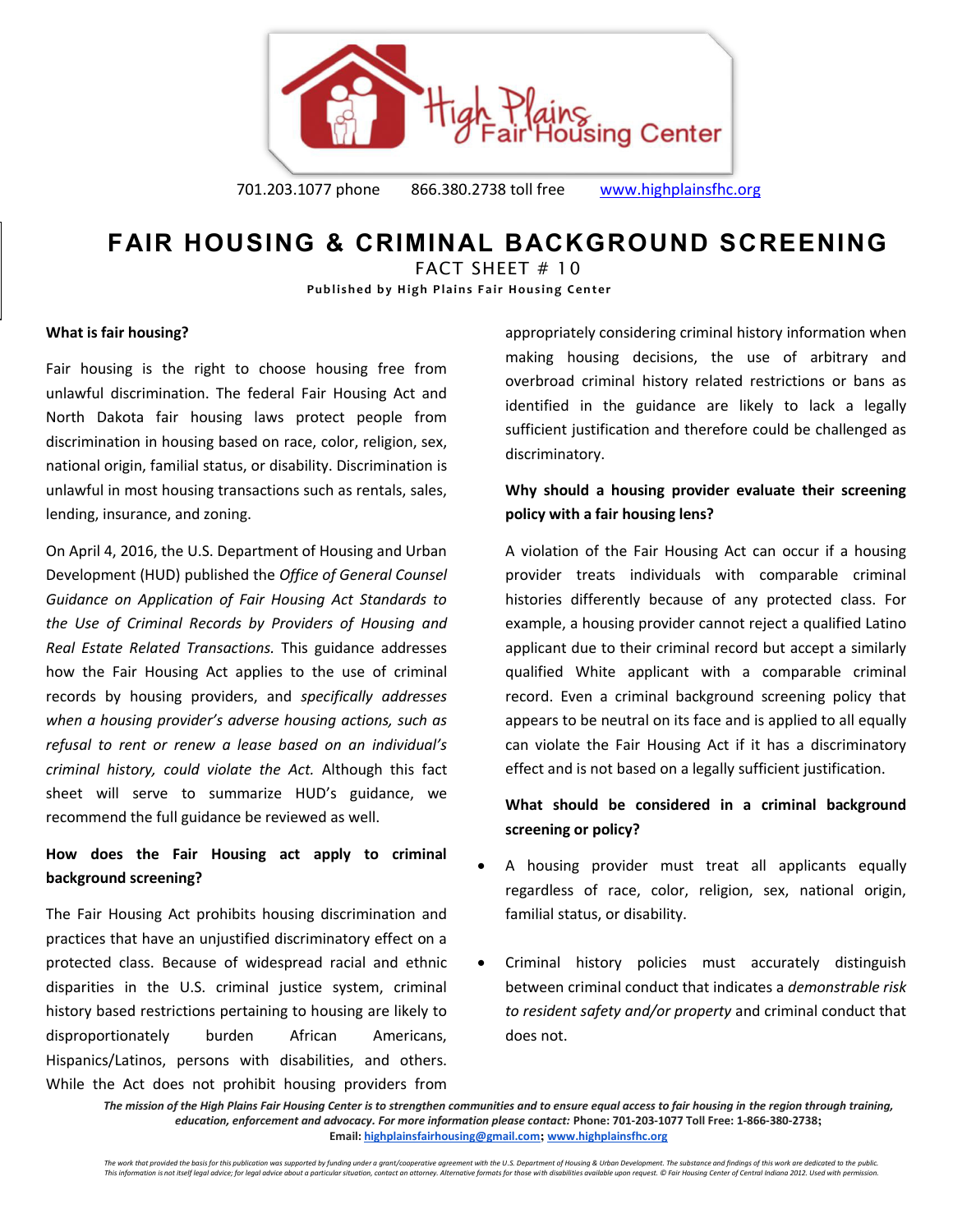701.203.1077 phone 866.380.2738 toll free www.highplainsfhc.org

# FAIR HOUSING & CRIMINAL BACKGROUND SCREENING

FACT SHEET # 10

**Published by High Plains Fair Housing Center**

**What is fair housing?**

Fair housing is the right to choose housing free from unlawful discrimination. The federal Fair Housing Act and North Dakota fair housing laws protect people from discrimination in housing based on race, color, religion, sex, national origin, familial status, or disability. Discrimination is unlawful in most housing transactions such as rentals, sales, lending, insurance, and zoning.

On April 4, 2016, the U.S. Department of Housing and Urban Development (HUD) published the *Office of General Counsel Guidance on Application of Fair Housing Act Standards to the Use of Criminal Records by Providers of Housing and Real Estate Related Transactions.* This guidance addresses how the Fair Housing Act applies to the use of criminal records by housing providers, and *specifically addresses when a housing provider's adverse housing actions, such as refusal to rent or renew a lease based on an individual's criminal history, could violate the Act.* Although this fact sheet will serve to summarize HUD's guidance, we recommend the full guidance be reviewed as well.

**How does the Fair Housing act apply to criminal background screening?**

The Fair Housing Act prohibits housing discrimination and practices that have an unjustified discriminatory effect on a protected class. Because of widespread racial and ethnic disparities in the U.S. criminal justice system, criminal history based restrictions pertaining to housing are likely to disproportionately burden African Americans, Hispanics/Latinos, persons with disabilities, and others. While the Act does not prohibit housing providers from appropriately considering criminal history information when making housing decisions, the use of arbitrary and overbroad criminal history related restrictions or bans as identified in the guidance are likely to lack a legally sufficient justification and therefore could be challenged as discriminatory.

**Why should a housing provider evaluate their screening policy with a fair housing lens?**

A violation of the Fair Housing Act can occur if a housing provider treats individuals with comparable criminal histories differently because of any protected class. For example, a housing provider cannot reject a qualified Latino applicant due to their criminal record but accept a similarly qualified White applicant with a comparable criminal record. Even a criminal background screening policy that appears to be neutral on its face and is applied to all equally can violate the Fair Housing Act if it has a discriminatory effect and is not based on a legally sufficient justification.

**What should be considered in a criminal background screening or policy?**

- A housing provider must treat all applicants equally regardless of race, color, religion, sex, national origin, familial status, or disability.
- Criminal history policies must accurately distinguish between criminal conduct that indicates a *demonstrable risk to resident safety and/or property* and criminal conduct that does not.

*The mission of the High Plains Fair Housing Center is to strengthen communities and to ensure equal access to fair housing in the region through training, education, enforcement and advocacy. For more information please contact:* **Phone: 701-203-1077 Toll Free: 1-866-380-2738; Email: highplainsfairhousing@gmail.com; www.highplainsfhc.org**

*The work that provided the basis for this publication was supported by funding under a grant/cooperative agreement with the U.S. Department of Housing & Urban Development. The substance and findings of this work are dedicated to the public. This information is not itself legal advice; for legal advice about a particular situation, contact an attorney. Alternative formats for those with disabilities available upon request. © Fair Housing Center of Central Indiana 2012. Used with permission.*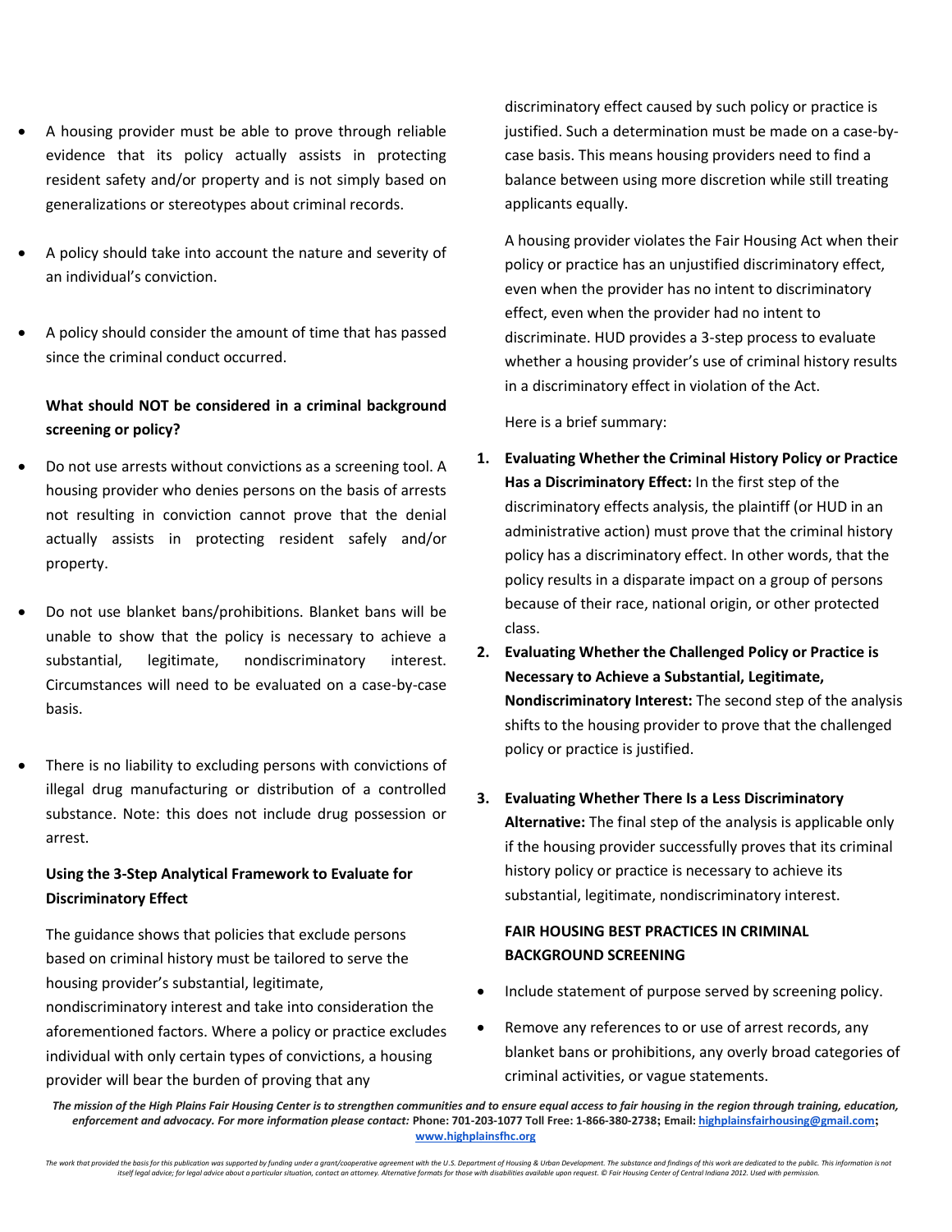- A housing provider must be able to prove through reliable evidence that its policy actually assists in protecting resident safety and/or property and is not simply based on generalizations or stereotypes about criminal records.
- A policy should take into account the nature and severity of an individual's conviction.
- A policy should consider the amount of time that has passed since the criminal conduct occurred.

**What should NOT be considered in a criminal background screening or policy?**

- Do not use arrests without convictions as a screening tool. A housing provider who denies persons on the basis of arrests not resulting in conviction cannot prove that the denial actually assists in protecting resident safely and/or property.
- Do not use blanket bans/prohibitions. Blanket bans will be unable to show that the policy is necessary to achieve a substantial, legitimate, nondiscriminatory interest. Circumstances will need to be evaluated on a case-by-case basis.
- There is no liability to excluding persons with convictions of illegal drug manufacturing or distribution of a controlled substance. Note: this does not include drug possession or arrest.

**Using the 3-Step Analytical Framework to Evaluate for Discriminatory Effect**

The guidance shows that policies that exclude persons based on criminal history must be tailored to serve the housing provider's substantial, legitimate, nondiscriminatory interest and take into consideration the aforementioned factors. Where a policy or practice excludes individual with only certain types of convictions, a housing provider will bear the burden of proving that any discriminatory effect caused by such policy or practice is justified. Such a determination must be made on a case-by-case basis. This means housing providers need to find a balance between using more discretion while still treating applicants equally.

A housing provider violates the Fair Housing Act when their policy or practice has an unjustified discriminatory effect, even when the provider has no intent to discriminatory effect, even when the provider had no intent to discriminate. HUD provides a 3-step process to evaluate whether a housing provider's use of criminal history results in a discriminatory effect in violation of the Act.

Here is a brief summary:

1. **Evaluating Whether the Criminal History Policy or Practice Has a Discriminatory Effect:** In the first step of the discriminatory effects analysis, the plaintiff (or HUD in an administrative action) must prove that the criminal history policy has a discriminatory effect. In other words, that the policy results in a disparate impact on a group of persons because of their race, national origin, or other protected class.
2. **Evaluating Whether the Challenged Policy or Practice is Necessary to Achieve a Substantial, Legitimate, Nondiscriminatory Interest:** The second step of the analysis shifts to the housing provider to prove that the challenged policy or practice is justified.
3. **Evaluating Whether There Is a Less Discriminatory Alternative:** The final step of the analysis is applicable only if the housing provider successfully proves that its criminal history policy or practice is necessary to achieve its substantial, legitimate, nondiscriminatory interest.

**FAIR HOUSING BEST PRACTICES IN CRIMINAL BACKGROUND SCREENING**

- Include statement of purpose served by screening policy.
- Remove any references to or use of arrest records, any blanket bans or prohibitions, any overly broad categories of criminal activities, or vague statements.

***The mission of the High Plains Fair Housing Center is to strengthen communities and to ensure equal access to fair housing in the region through training, education, enforcement and advocacy. For more information please contact:*** **Phone: 701-203-1077 Toll Free: 1-866-380-2738; Email: highplainsfairhousing@gmail.com; www.highplainsfhc.org**

*The work that provided the basis for this publication was supported by funding under a grant/cooperative agreement with the U.S. Department of Housing & Urban Development. The substance and findings of this work are dedicated to the public. This information is not itself legal advice; for legal advice about a particular situation, contact an attorney. Alternative formats for those with disabilities available upon request. © Fair Housing Center of Central Indiana 2012. Used with permission.*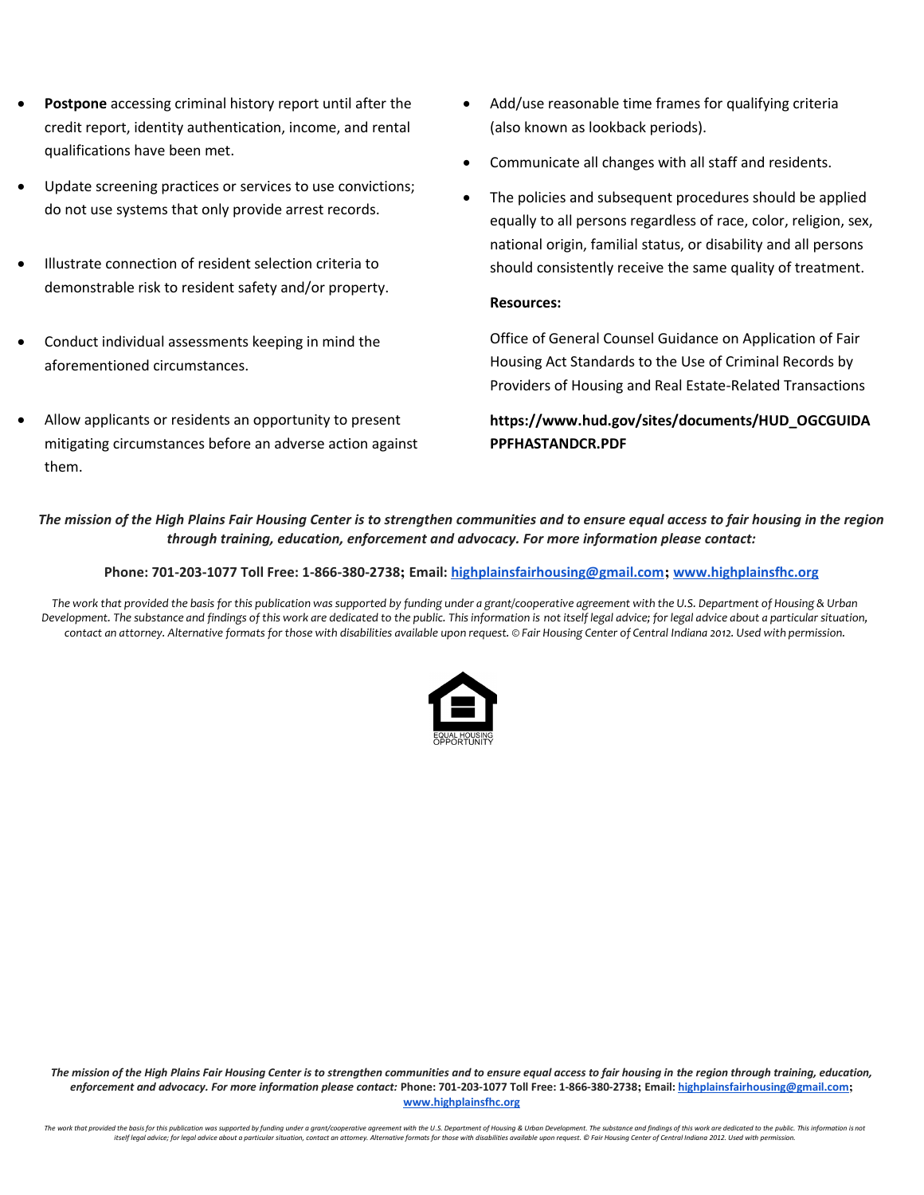- **Postpone** accessing criminal history report until after the credit report, identity authentication, income, and rental qualifications have been met.
- Update screening practices or services to use convictions; do not use systems that only provide arrest records.
- Illustrate connection of resident selection criteria to demonstrable risk to resident safety and/or property.
- Conduct individual assessments keeping in mind the aforementioned circumstances.
- Allow applicants or residents an opportunity to present mitigating circumstances before an adverse action against them.
- Add/use reasonable time frames for qualifying criteria (also known as lookback periods).
- Communicate all changes with all staff and residents.
- The policies and subsequent procedures should be applied equally to all persons regardless of race, color, religion, sex, national origin, familial status, or disability and all persons should consistently receive the same quality of treatment.

**Resources:**

Office of General Counsel Guidance on Application of Fair Housing Act Standards to the Use of Criminal Records by Providers of Housing and Real Estate-Related Transactions

**https://www.hud.gov/sites/documents/HUD_OGCGUIDAPPFHASTANDCR.PDF**

***The mission of the High Plains Fair Housing Center is to strengthen communities and to ensure equal access to fair housing in the region through training, education, enforcement and advocacy. For more information please contact:***

**Phone: 701-203-1077 Toll Free: 1-866-380-2738; Email: highplainsfairhousing@gmail.com; www.highplainsfhc.org**

*The work that provided the basis for this publication was supported by funding under a grant/cooperative agreement with the U.S. Department of Housing & Urban Development. The substance and findings of this work are dedicated to the public. This information is not itself legal advice; for legal advice about a particular situation, contact an attorney. Alternative formats for those with disabilities available upon request. © Fair Housing Center of Central Indiana 2012. Used with permission.*

EQUAL HOUSING OPPORTUNITY